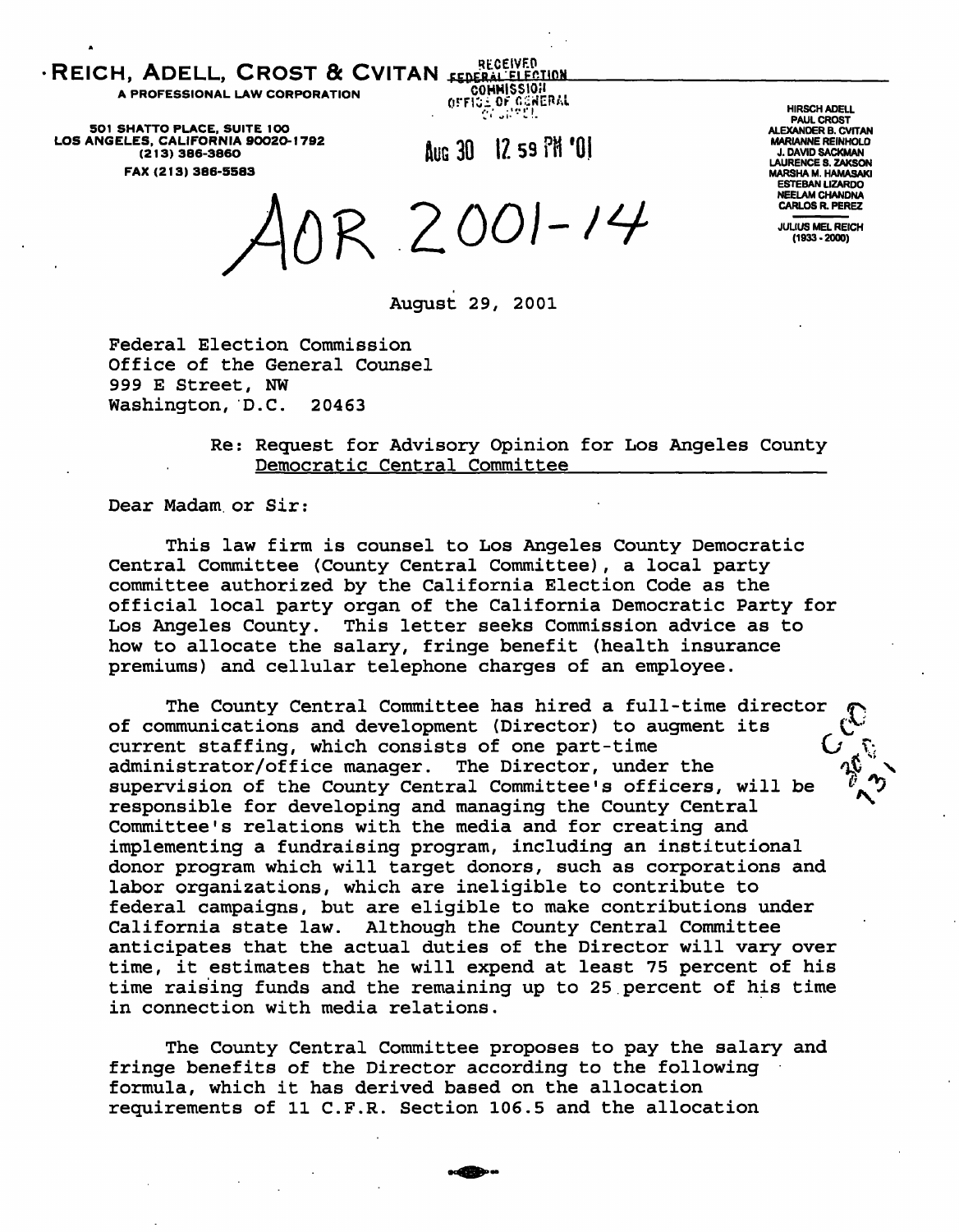**REICH, ADELL, CROST & CVITAN**

A PROFESSIONAL LAW CORPORATION

501 SHATTO PLACE, SUITE 100
LOS ANGELES, CALIFORNIA 90020-1792
(213) 386-3860
FAX (213) 386-5583

RECEIVED
FEDERAL ELECTION
COMMISSION
OFFICE OF GENERAL
COUNSEL

AUG 30 12 59 PM '01

HIRSCH ADELL
PAUL CROST
ALEXANDER B. CVITAN
MARIANNE REINHOLD
J. DAVID SACKMAN
LAURENCE S. ZAKSON
MARSHA M. HAMASAKI
ESTEBAN LIZARDO
NEELAM CHANDNA
CARLOS R. PEREZ

JULIUS MEL REICH
(1933 - 2000)

AOR 2001-14

August 29, 2001

Federal Election Commission
Office of the General Counsel
999 E Street, NW
Washington, D.C. 20463

Re: Request for Advisory Opinion for Los Angeles County Democratic Central Committee

Dear Madam or Sir:

This law firm is counsel to Los Angeles County Democratic Central Committee (County Central Committee), a local party committee authorized by the California Election Code as the official local party organ of the California Democratic Party for Los Angeles County. This letter seeks Commission advice as to how to allocate the salary, fringe benefit (health insurance premiums) and cellular telephone charges of an employee.

The County Central Committee has hired a full-time director of communications and development (Director) to augment its current staffing, which consists of one part-time administrator/office manager. The Director, under the supervision of the County Central Committee's officers, will be responsible for developing and managing the County Central Committee's relations with the media and for creating and implementing a fundraising program, including an institutional donor program which will target donors, such as corporations and labor organizations, which are ineligible to contribute to federal campaigns, but are eligible to make contributions under California state law. Although the County Central Committee anticipates that the actual duties of the Director will vary over time, it estimates that he will expend at least 75 percent of his time raising funds and the remaining up to 25 percent of his time in connection with media relations.

The County Central Committee proposes to pay the salary and fringe benefits of the Director according to the following formula, which it has derived based on the allocation requirements of 11 C.F.R. Section 106.5 and the allocation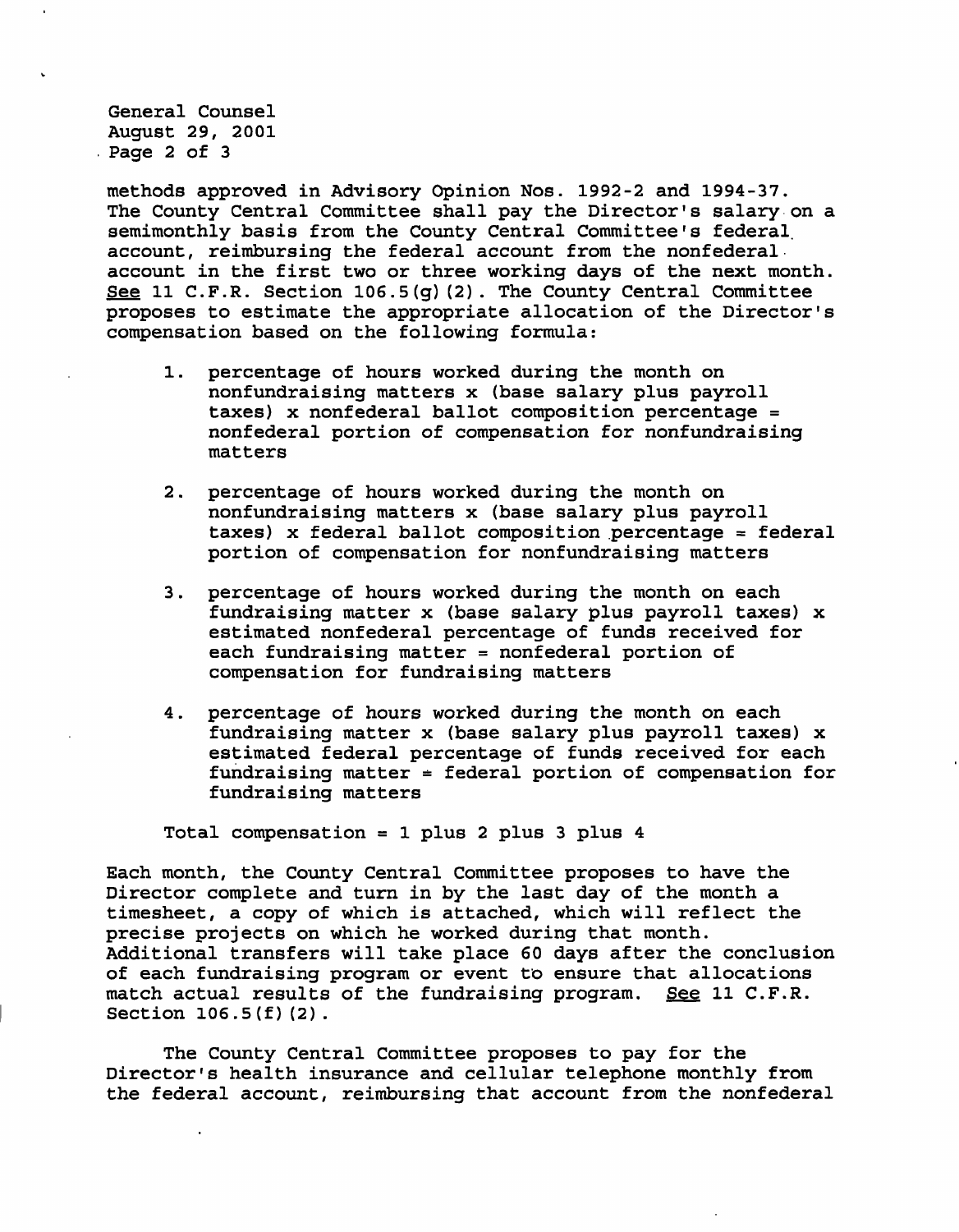methods approved in Advisory Opinion Nos. 1992-2 and 1994-37. The County Central Committee shall pay the Director's salary on a semimonthly basis from the County Central Committee's federal account, reimbursing the federal account from the nonfederal account in the first two or three working days of the next month. *See* 11 C.F.R. Section 106.5(g)(2). The County Central Committee proposes to estimate the appropriate allocation of the Director's compensation based on the following formula:

1. percentage of hours worked during the month on nonfundraising matters x (base salary plus payroll taxes) x nonfederal ballot composition percentage = nonfederal portion of compensation for nonfundraising matters

2. percentage of hours worked during the month on nonfundraising matters x (base salary plus payroll taxes) x federal ballot composition percentage = federal portion of compensation for nonfundraising matters

3. percentage of hours worked during the month on each fundraising matter x (base salary plus payroll taxes) x estimated nonfederal percentage of funds received for each fundraising matter = nonfederal portion of compensation for fundraising matters

4. percentage of hours worked during the month on each fundraising matter x (base salary plus payroll taxes) x estimated federal percentage of funds received for each fundraising matter = federal portion of compensation for fundraising matters

Total compensation = 1 plus 2 plus 3 plus 4

Each month, the County Central Committee proposes to have the Director complete and turn in by the last day of the month a timesheet, a copy of which is attached, which will reflect the precise projects on which he worked during that month. Additional transfers will take place 60 days after the conclusion of each fundraising program or event to ensure that allocations match actual results of the fundraising program. *See* 11 C.F.R. Section 106.5(f)(2).

The County Central Committee proposes to pay for the Director's health insurance and cellular telephone monthly from the federal account, reimbursing that account from the nonfederal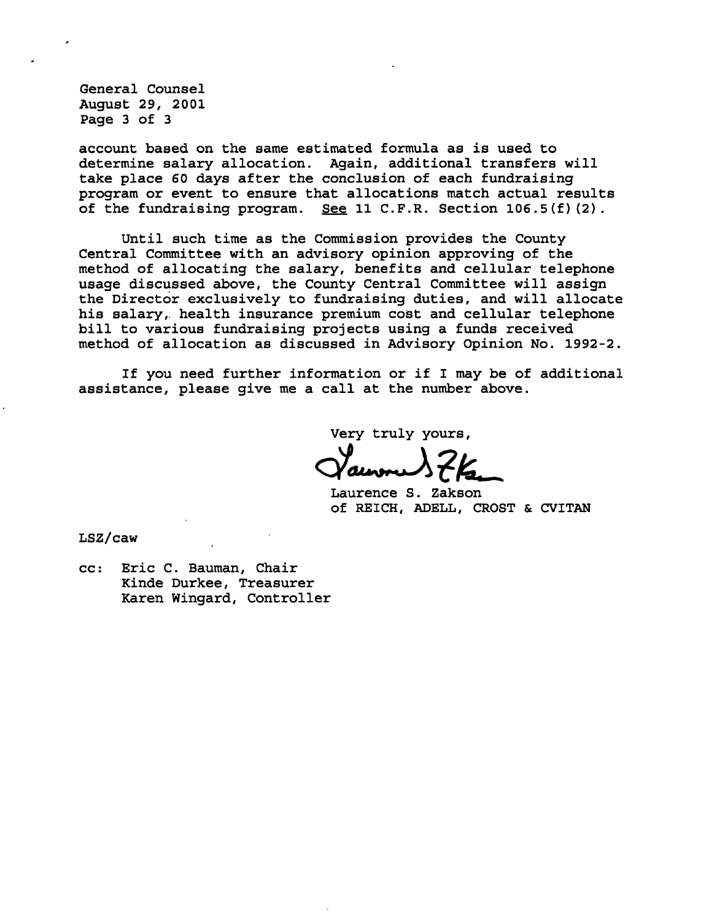account based on the same estimated formula as is used to determine salary allocation. Again, additional transfers will take place 60 days after the conclusion of each fundraising program or event to ensure that allocations match actual results of the fundraising program. See 11 C.F.R. Section 106.5(f)(2).

Until such time as the Commission provides the County Central Committee with an advisory opinion approving of the method of allocating the salary, benefits and cellular telephone usage discussed above, the County Central Committee will assign the Director exclusively to fundraising duties, and will allocate his salary, health insurance premium cost and cellular telephone bill to various fundraising projects using a funds received method of allocation as discussed in Advisory Opinion No. 1992-2.

If you need further information or if I may be of additional assistance, please give me a call at the number above.

Very truly yours,

Laurence S. Zakson
of REICH, ADELL, CROST & CVITAN

LSZ/caw

cc: Eric C. Bauman, Chair
Kinde Durkee, Treasurer
Karen Wingard, Controller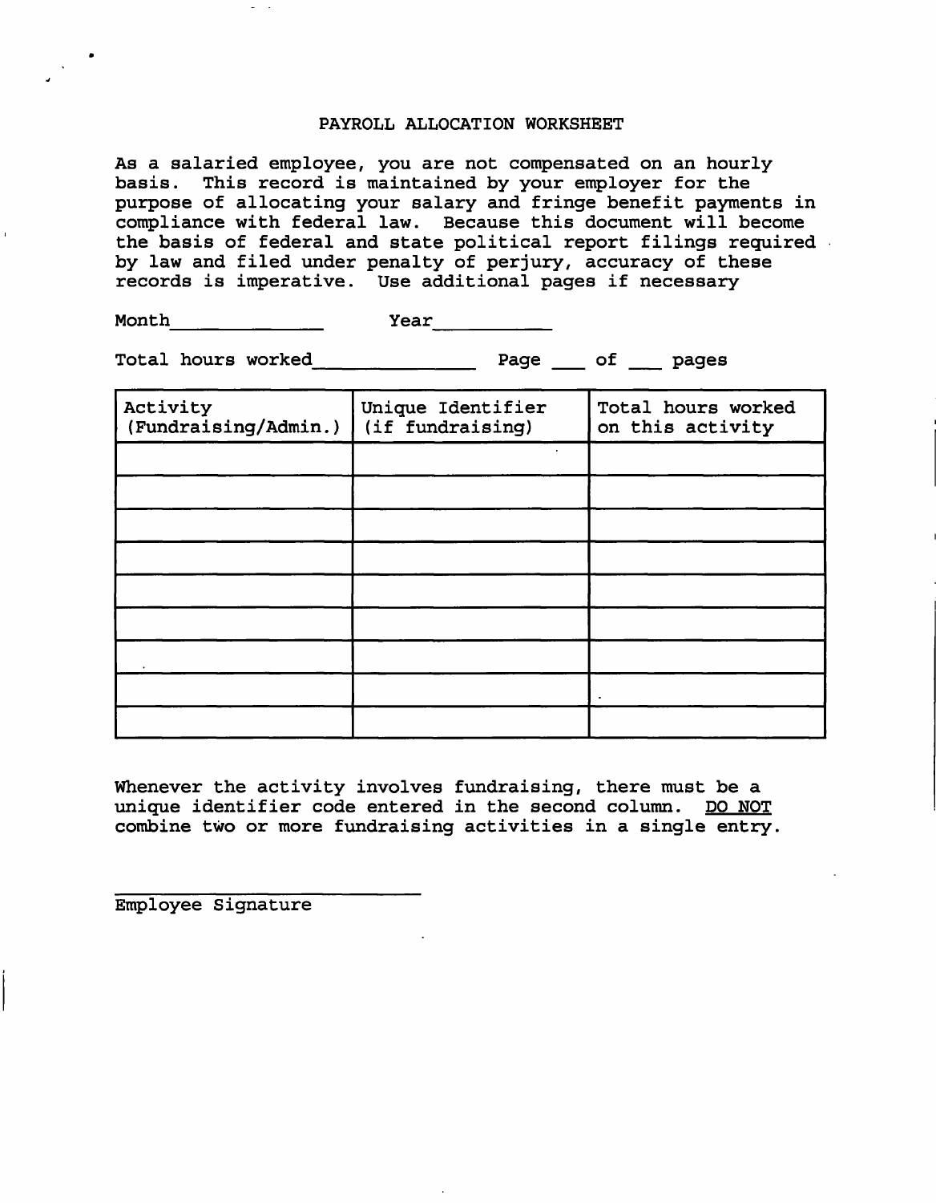# PAYROLL ALLOCATION WORKSHEET

As a salaried employee, you are not compensated on an hourly basis. This record is maintained by your employer for the purpose of allocating your salary and fringe benefit payments in compliance with federal law. Because this document will become the basis of federal and state political report filings required by law and filed under penalty of perjury, accuracy of these records is imperative. Use additional pages if necessary

Month_____________ Year__________

Total hours worked_____________ Page ___ of ___ pages

| Activity (Fundraising/Admin.) | Unique Identifier (if fundraising) | Total hours worked on this activity |
|---|---|---|
| | | |
| | | |
| | | |
| | | |
| | | |
| | | |
| | | |
| | | |
| | | |

Whenever the activity involves fundraising, there must be a unique identifier code entered in the second column. DO NOT combine two or more fundraising activities in a single entry.

_________________________

Employee Signature